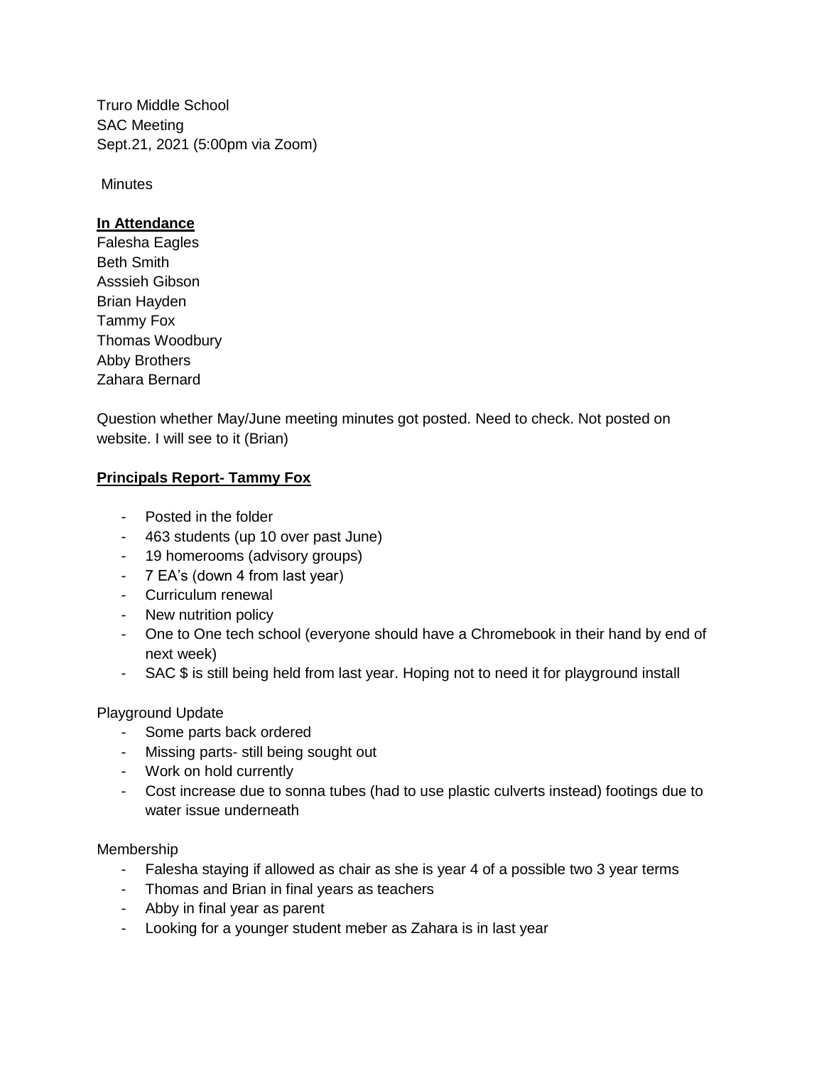Truro Middle School
SAC Meeting
Sept.21, 2021 (5:00pm via Zoom)

Minutes

**In Attendance**

Falesha Eagles
Beth Smith
Asssieh Gibson
Brian Hayden
Tammy Fox
Thomas Woodbury
Abby Brothers
Zahara Bernard

Question whether May/June meeting minutes got posted. Need to check. Not posted on website. I will see to it (Brian)

**Principals Report- Tammy Fox**

- Posted in the folder
- 463 students (up 10 over past June)
- 19 homerooms (advisory groups)
- 7 EA's (down 4 from last year)
- Curriculum renewal
- New nutrition policy
- One to One tech school (everyone should have a Chromebook in their hand by end of next week)
- SAC $ is still being held from last year. Hoping not to need it for playground install

Playground Update

- Some parts back ordered
- Missing parts- still being sought out
- Work on hold currently
- Cost increase due to sonna tubes (had to use plastic culverts instead) footings due to water issue underneath

Membership

- Falesha staying if allowed as chair as she is year 4 of a possible two 3 year terms
- Thomas and Brian in final years as teachers
- Abby in final year as parent
- Looking for a younger student meber as Zahara is in last year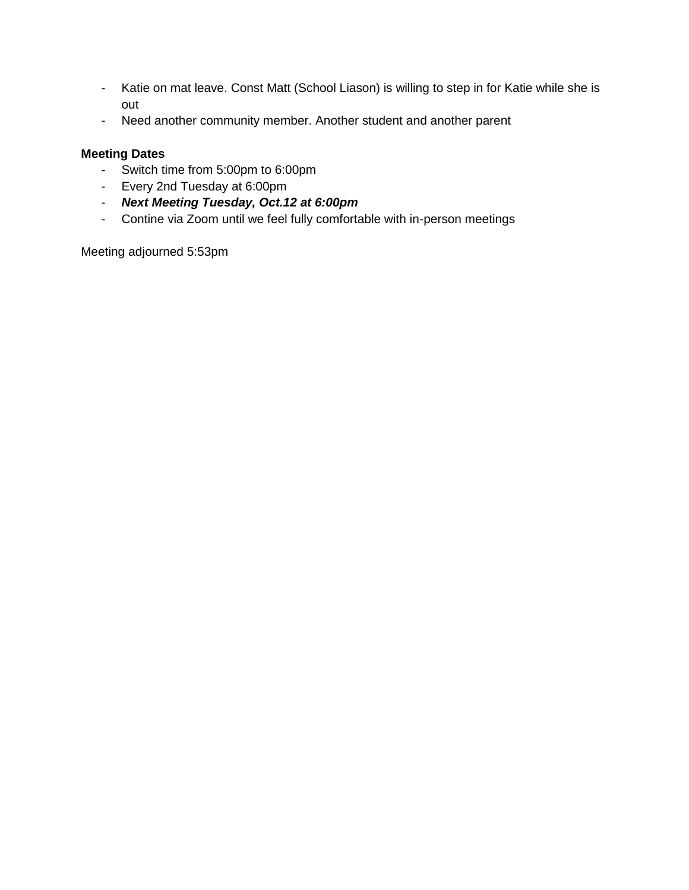- Katie on mat leave. Const Matt (School Liason) is willing to step in for Katie while she is out
- Need another community member. Another student and another parent

**Meeting Dates**

- Switch time from 5:00pm to 6:00pm
- Every 2nd Tuesday at 6:00pm
- ***Next Meeting Tuesday, Oct.12 at 6:00pm***
- Contine via Zoom until we feel fully comfortable with in-person meetings

Meeting adjourned 5:53pm